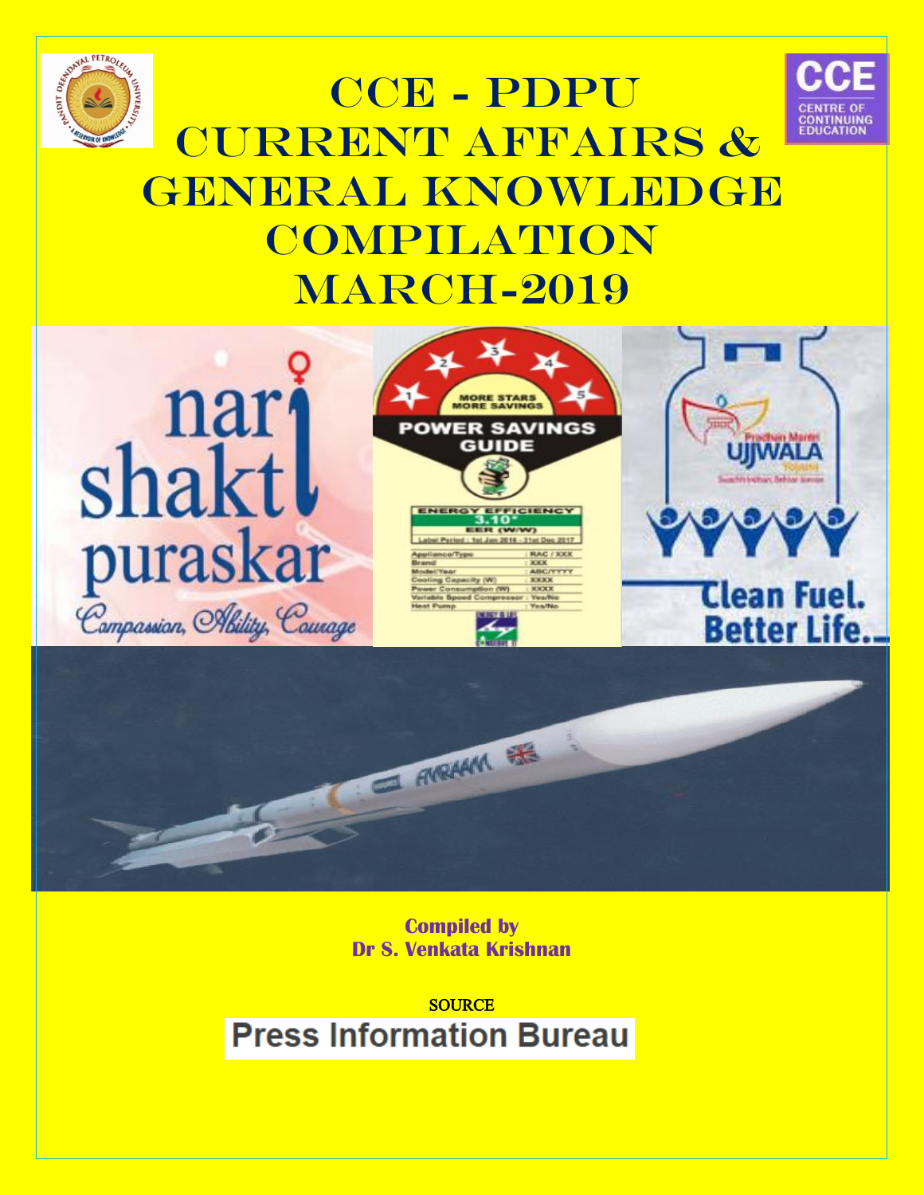# CCE - PDPU
# CURRENT AFFAIRS & GENERAL KNOWLEDGE COMPILATION
# MARCH-2019

**Compiled by**
**Dr S. Venkata Krishnan**

SOURCE

Press Information Bureau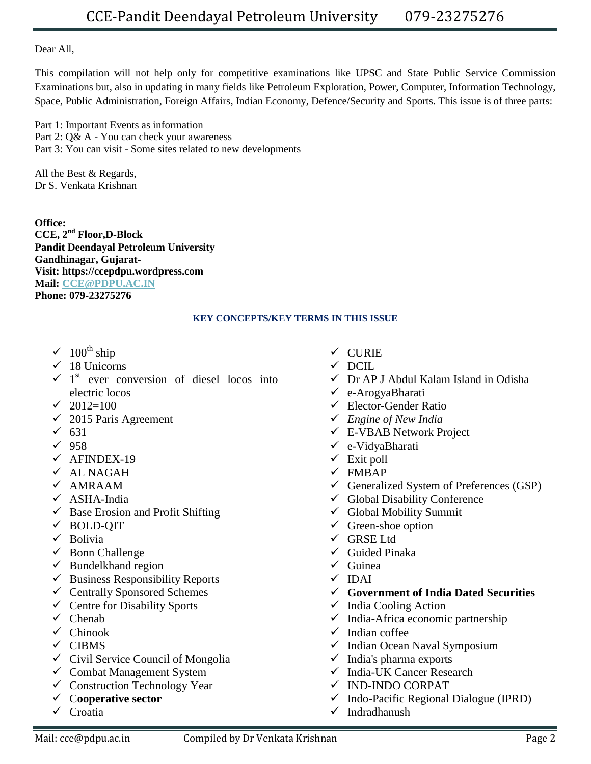Dear All,

This compilation will not help only for competitive examinations like UPSC and State Public Service Commission Examinations but, also in updating in many fields like Petroleum Exploration, Power, Computer, Information Technology, Space, Public Administration, Foreign Affairs, Indian Economy, Defence/Security and Sports. This issue is of three parts:

Part 1: Important Events as information
Part 2: Q& A - You can check your awareness
Part 3: You can visit - Some sites related to new developments

All the Best & Regards,
Dr S. Venkata Krishnan

**Office:**
**CCE, 2nd Floor,D-Block**
**Pandit Deendayal Petroleum University**
**Gandhinagar, Gujarat-**
**Visit: https://ccepdpu.wordpress.com**
**Mail: CCE@PDPU.AC.IN**
**Phone: 079-23275276**

### KEY CONCEPTS/KEY TERMS IN THIS ISSUE

- ✓ 100th ship
- ✓ 18 Unicorns
- ✓ 1st ever conversion of diesel locos into electric locos
- ✓ 2012=100
- ✓ 2015 Paris Agreement
- ✓ 631
- ✓ 958
- ✓ AFINDEX-19
- ✓ AL NAGAH
- ✓ AMRAAM
- ✓ ASHA-India
- ✓ Base Erosion and Profit Shifting
- ✓ BOLD-QIT
- ✓ Bolivia
- ✓ Bonn Challenge
- ✓ Bundelkhand region
- ✓ Business Responsibility Reports
- ✓ Centrally Sponsored Schemes
- ✓ Centre for Disability Sports
- ✓ Chenab
- ✓ Chinook
- ✓ CIBMS
- ✓ Civil Service Council of Mongolia
- ✓ Combat Management System
- ✓ Construction Technology Year
- ✓ **Cooperative sector**
- ✓ Croatia
- ✓ CURIE
- ✓ DCIL
- ✓ Dr AP J Abdul Kalam Island in Odisha
- ✓ e-ArogyaBharati
- ✓ Elector-Gender Ratio
- ✓ *Engine of New India*
- ✓ E-VBAB Network Project
- ✓ e-VidyaBharati
- ✓ Exit poll
- ✓ FMBAP
- ✓ Generalized System of Preferences (GSP)
- ✓ Global Disability Conference
- ✓ Global Mobility Summit
- ✓ Green-shoe option
- ✓ GRSE Ltd
- ✓ Guided Pinaka
- ✓ Guinea
- ✓ IDAI
- ✓ **Government of India Dated Securities**
- ✓ India Cooling Action
- ✓ India-Africa economic partnership
- ✓ Indian coffee
- ✓ Indian Ocean Naval Symposium
- ✓ India's pharma exports
- ✓ India-UK Cancer Research
- ✓ IND-INDO CORPAT
- ✓ Indo-Pacific Regional Dialogue (IPRD)
- ✓ Indradhanush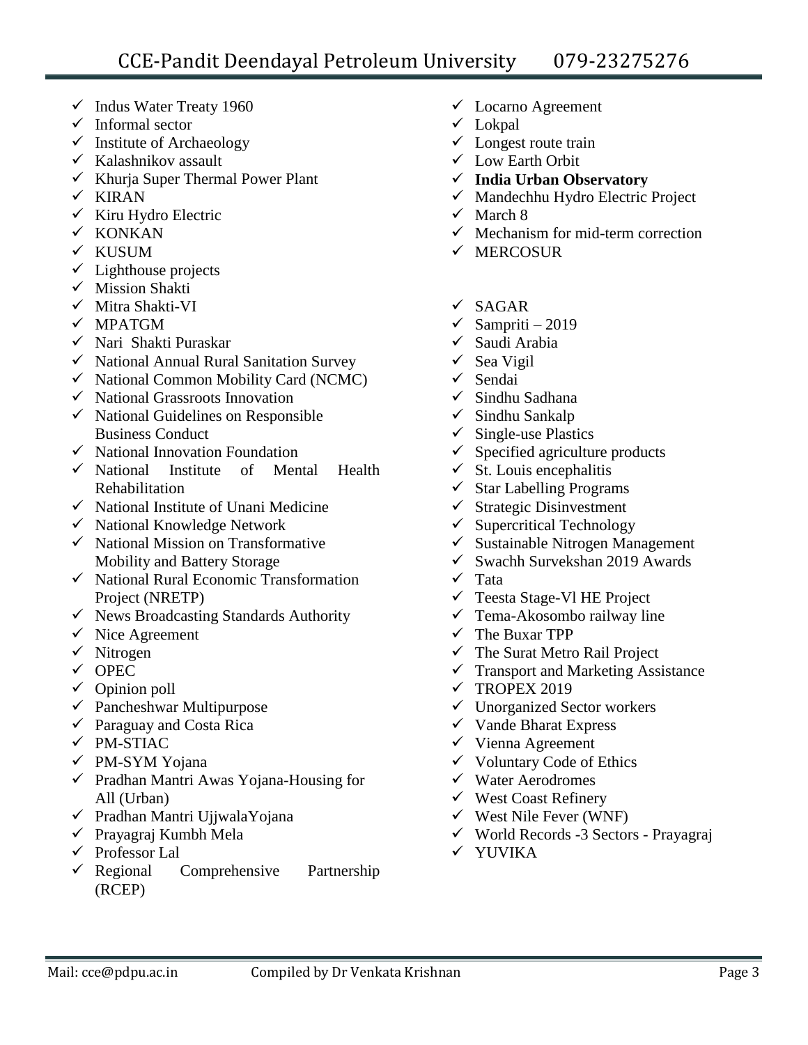- Indus Water Treaty 1960
- Informal sector
- Institute of Archaeology
- Kalashnikov assault
- Khurja Super Thermal Power Plant
- KIRAN
- Kiru Hydro Electric
- KONKAN
- KUSUM
- Lighthouse projects
- Mission Shakti
- Mitra Shakti-VI
- MPATGM
- Nari Shakti Puraskar
- National Annual Rural Sanitation Survey
- National Common Mobility Card (NCMC)
- National Grassroots Innovation
- National Guidelines on Responsible Business Conduct
- National Innovation Foundation
- National Institute of Mental Health Rehabilitation
- National Institute of Unani Medicine
- National Knowledge Network
- National Mission on Transformative Mobility and Battery Storage
- National Rural Economic Transformation Project (NRETP)
- News Broadcasting Standards Authority
- Nice Agreement
- Nitrogen
- OPEC
- Opinion poll
- Pancheshwar Multipurpose
- Paraguay and Costa Rica
- PM-STIAC
- PM-SYM Yojana
- Pradhan Mantri Awas Yojana-Housing for All (Urban)
- Pradhan Mantri UjjwalaYojana
- Prayagraj Kumbh Mela
- Professor Lal
- Regional Comprehensive Partnership (RCEP)
- Locarno Agreement
- Lokpal
- Longest route train
- Low Earth Orbit
- **India Urban Observatory**
- Mandechhu Hydro Electric Project
- March 8
- Mechanism for mid-term correction
- MERCOSUR

- SAGAR
- Sampriti – 2019
- Saudi Arabia
- Sea Vigil
- Sendai
- Sindhu Sadhana
- Sindhu Sankalp
- Single-use Plastics
- Specified agriculture products
- St. Louis encephalitis
- Star Labelling Programs
- Strategic Disinvestment
- Supercritical Technology
- Sustainable Nitrogen Management
- Swachh Survekshan 2019 Awards
- Tata
- Teesta Stage-Vl HE Project
- Tema-Akosombo railway line
- The Buxar TPP
- The Surat Metro Rail Project
- Transport and Marketing Assistance
- TROPEX 2019
- Unorganized Sector workers
- Vande Bharat Express
- Vienna Agreement
- Voluntary Code of Ethics
- Water Aerodromes
- West Coast Refinery
- West Nile Fever (WNF)
- World Records -3 Sectors - Prayagraj
- YUVIKA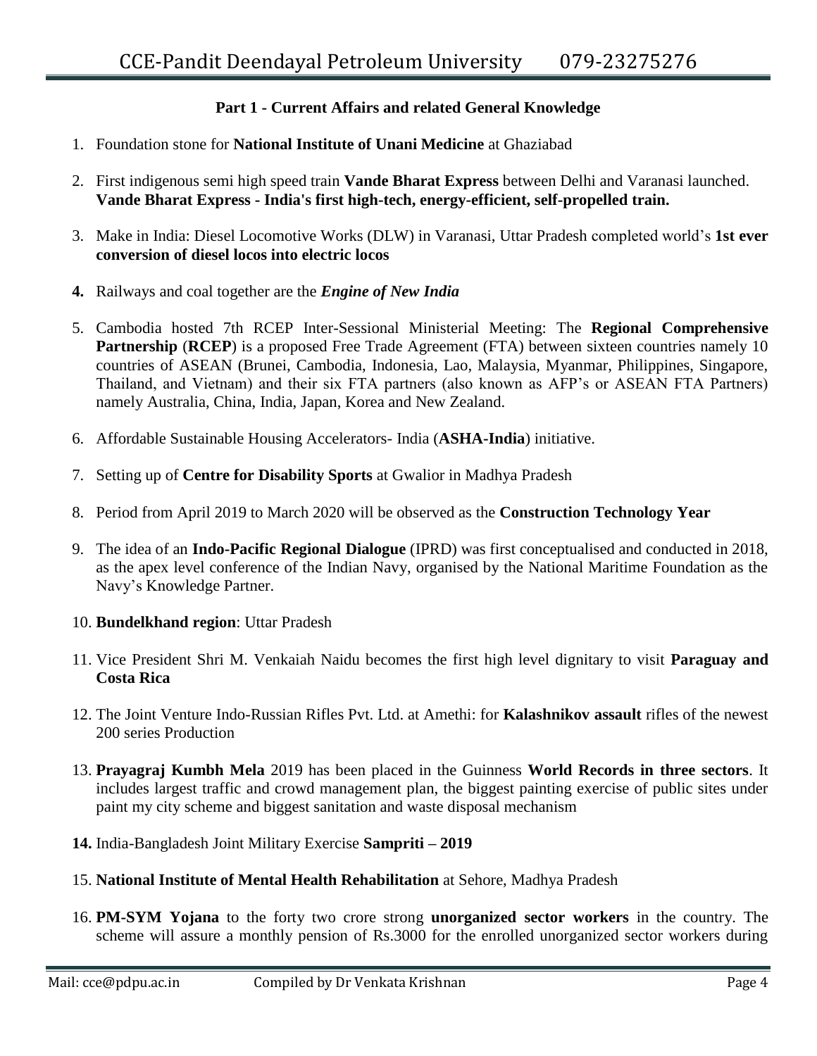**Part 1 - Current Affairs and related General Knowledge**

1. Foundation stone for **National Institute of Unani Medicine** at Ghaziabad
2. First indigenous semi high speed train **Vande Bharat Express** between Delhi and Varanasi launched. **Vande Bharat Express - India's first high-tech, energy-efficient, self-propelled train.**
3. Make in India: Diesel Locomotive Works (DLW) in Varanasi, Uttar Pradesh completed world's **1st ever conversion of diesel locos into electric locos**
4. Railways and coal together are the ***Engine of New India***
5. Cambodia hosted 7th RCEP Inter-Sessional Ministerial Meeting: The **Regional Comprehensive Partnership** (**RCEP**) is a proposed Free Trade Agreement (FTA) between sixteen countries namely 10 countries of ASEAN (Brunei, Cambodia, Indonesia, Lao, Malaysia, Myanmar, Philippines, Singapore, Thailand, and Vietnam) and their six FTA partners (also known as AFP's or ASEAN FTA Partners) namely Australia, China, India, Japan, Korea and New Zealand.
6. Affordable Sustainable Housing Accelerators- India (**ASHA-India**) initiative.
7. Setting up of **Centre for Disability Sports** at Gwalior in Madhya Pradesh
8. Period from April 2019 to March 2020 will be observed as the **Construction Technology Year**
9. The idea of an **Indo-Pacific Regional Dialogue** (IPRD) was first conceptualised and conducted in 2018, as the apex level conference of the Indian Navy, organised by the National Maritime Foundation as the Navy's Knowledge Partner.
10. **Bundelkhand region**: Uttar Pradesh
11. Vice President Shri M. Venkaiah Naidu becomes the first high level dignitary to visit **Paraguay and Costa Rica**
12. The Joint Venture Indo-Russian Rifles Pvt. Ltd. at Amethi: for **Kalashnikov assault** rifles of the newest 200 series Production
13. **Prayagraj Kumbh Mela** 2019 has been placed in the Guinness **World Records in three sectors**. It includes largest traffic and crowd management plan, the biggest painting exercise of public sites under paint my city scheme and biggest sanitation and waste disposal mechanism
14. India-Bangladesh Joint Military Exercise **Sampriti – 2019**
15. **National Institute of Mental Health Rehabilitation** at Sehore, Madhya Pradesh
16. **PM-SYM Yojana** to the forty two crore strong **unorganized sector workers** in the country. The scheme will assure a monthly pension of Rs.3000 for the enrolled unorganized sector workers during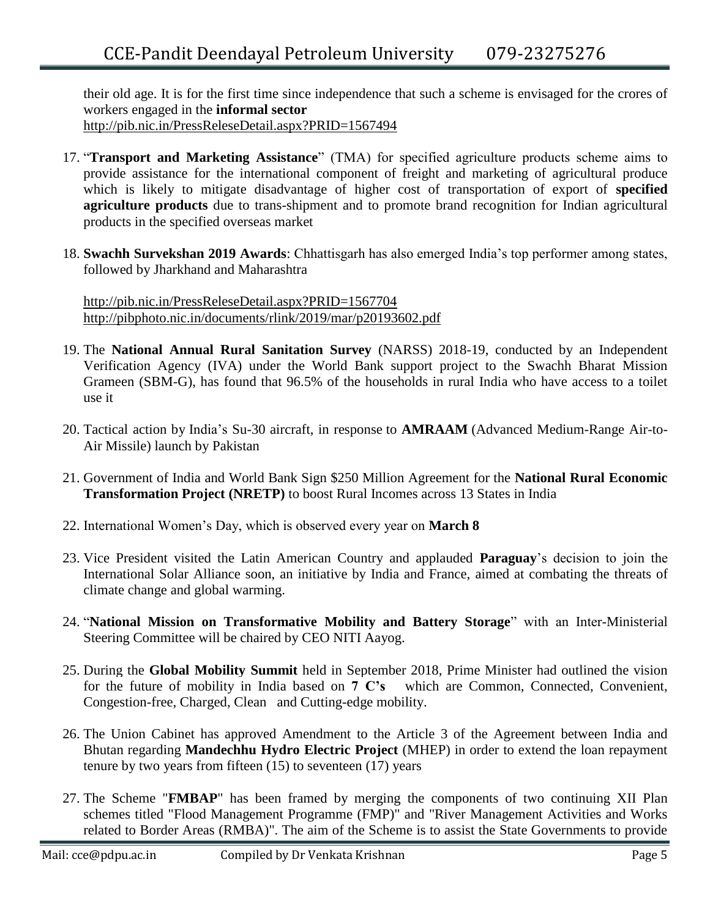their old age. It is for the first time since independence that such a scheme is envisaged for the crores of workers engaged in the **informal sector**
http://pib.nic.in/PressReleseDetail.aspx?PRID=1567494

17. "**Transport and Marketing Assistance**" (TMA) for specified agriculture products scheme aims to provide assistance for the international component of freight and marketing of agricultural produce which is likely to mitigate disadvantage of higher cost of transportation of export of **specified agriculture products** due to trans-shipment and to promote brand recognition for Indian agricultural products in the specified overseas market

18. **Swachh Survekshan 2019 Awards**: Chhattisgarh has also emerged India's top performer among states, followed by Jharkhand and Maharashtra

    http://pib.nic.in/PressReleseDetail.aspx?PRID=1567704
    http://pibphoto.nic.in/documents/rlink/2019/mar/p20193602.pdf

19. The **National Annual Rural Sanitation Survey** (NARSS) 2018-19, conducted by an Independent Verification Agency (IVA) under the World Bank support project to the Swachh Bharat Mission Grameen (SBM-G), has found that 96.5% of the households in rural India who have access to a toilet use it

20. Tactical action by India's Su-30 aircraft, in response to **AMRAAM** (Advanced Medium-Range Air-to-Air Missile) launch by Pakistan

21. Government of India and World Bank Sign $250 Million Agreement for the **National Rural Economic Transformation Project (NRETP)** to boost Rural Incomes across 13 States in India

22. International Women's Day, which is observed every year on **March 8**

23. Vice President visited the Latin American Country and applauded **Paraguay**'s decision to join the International Solar Alliance soon, an initiative by India and France, aimed at combating the threats of climate change and global warming.

24. "**National Mission on Transformative Mobility and Battery Storage**" with an Inter-Ministerial Steering Committee will be chaired by CEO NITI Aayog.

25. During the **Global Mobility Summit** held in September 2018, Prime Minister had outlined the vision for the future of mobility in India based on **7 C's** which are Common, Connected, Convenient, Congestion-free, Charged, Clean and Cutting-edge mobility.

26. The Union Cabinet has approved Amendment to the Article 3 of the Agreement between India and Bhutan regarding **Mandechhu Hydro Electric Project** (MHEP) in order to extend the loan repayment tenure by two years from fifteen (15) to seventeen (17) years

27. The Scheme "**FMBAP**" has been framed by merging the components of two continuing XII Plan schemes titled "Flood Management Programme (FMP)" and "River Management Activities and Works related to Border Areas (RMBA)". The aim of the Scheme is to assist the State Governments to provide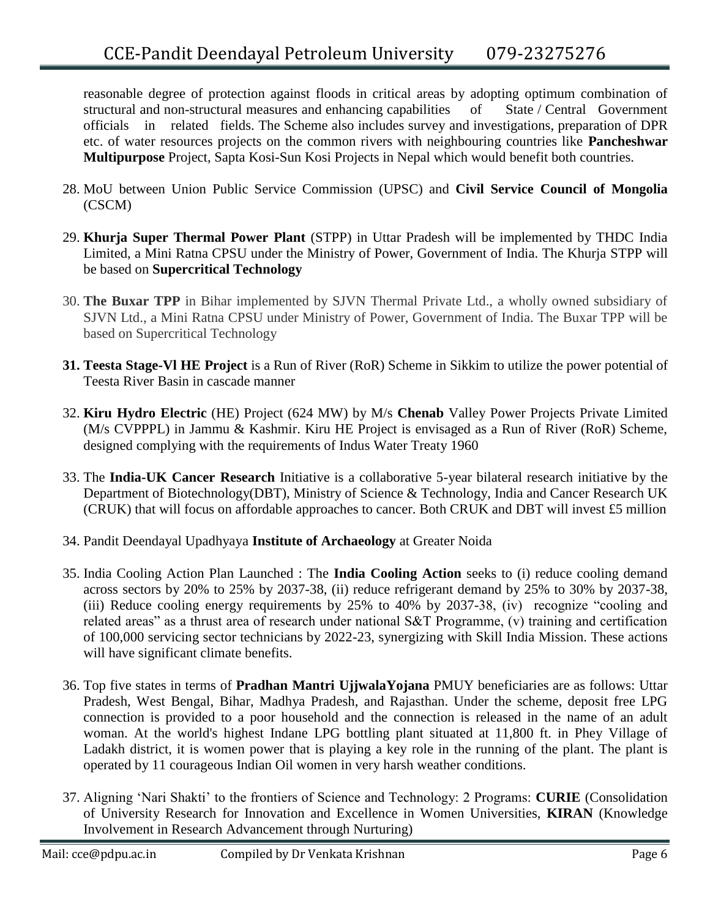reasonable degree of protection against floods in critical areas by adopting optimum combination of structural and non-structural measures and enhancing capabilities of State / Central Government officials in related fields. The Scheme also includes survey and investigations, preparation of DPR etc. of water resources projects on the common rivers with neighbouring countries like **Pancheshwar Multipurpose** Project, Sapta Kosi-Sun Kosi Projects in Nepal which would benefit both countries.

28. MoU between Union Public Service Commission (UPSC) and **Civil Service Council of Mongolia** (CSCM)

29. **Khurja Super Thermal Power Plant** (STPP) in Uttar Pradesh will be implemented by THDC India Limited, a Mini Ratna CPSU under the Ministry of Power, Government of India. The Khurja STPP will be based on **Supercritical Technology**

30. **The Buxar TPP** in Bihar implemented by SJVN Thermal Private Ltd., a wholly owned subsidiary of SJVN Ltd., a Mini Ratna CPSU under Ministry of Power, Government of India. The Buxar TPP will be based on Supercritical Technology

31. **Teesta Stage-Vl HE Project** is a Run of River (RoR) Scheme in Sikkim to utilize the power potential of Teesta River Basin in cascade manner

32. **Kiru Hydro Electric** (HE) Project (624 MW) by M/s **Chenab** Valley Power Projects Private Limited (M/s CVPPPL) in Jammu & Kashmir. Kiru HE Project is envisaged as a Run of River (RoR) Scheme, designed complying with the requirements of Indus Water Treaty 1960

33. The **India-UK Cancer Research** Initiative is a collaborative 5-year bilateral research initiative by the Department of Biotechnology(DBT), Ministry of Science & Technology, India and Cancer Research UK (CRUK) that will focus on affordable approaches to cancer. Both CRUK and DBT will invest £5 million

34. Pandit Deendayal Upadhyaya **Institute of Archaeology** at Greater Noida

35. India Cooling Action Plan Launched : The **India Cooling Action** seeks to (i) reduce cooling demand across sectors by 20% to 25% by 2037-38, (ii) reduce refrigerant demand by 25% to 30% by 2037-38, (iii) Reduce cooling energy requirements by 25% to 40% by 2037-38, (iv) recognize "cooling and related areas" as a thrust area of research under national S&T Programme, (v) training and certification of 100,000 servicing sector technicians by 2022-23, synergizing with Skill India Mission. These actions will have significant climate benefits.

36. Top five states in terms of **Pradhan Mantri UjjwalaYojana** PMUY beneficiaries are as follows: Uttar Pradesh, West Bengal, Bihar, Madhya Pradesh, and Rajasthan. Under the scheme, deposit free LPG connection is provided to a poor household and the connection is released in the name of an adult woman. At the world's highest Indane LPG bottling plant situated at 11,800 ft. in Phey Village of Ladakh district, it is women power that is playing a key role in the running of the plant. The plant is operated by 11 courageous Indian Oil women in very harsh weather conditions.

37. Aligning 'Nari Shakti' to the frontiers of Science and Technology: 2 Programs: **CURIE** (Consolidation of University Research for Innovation and Excellence in Women Universities, **KIRAN** (Knowledge Involvement in Research Advancement through Nurturing)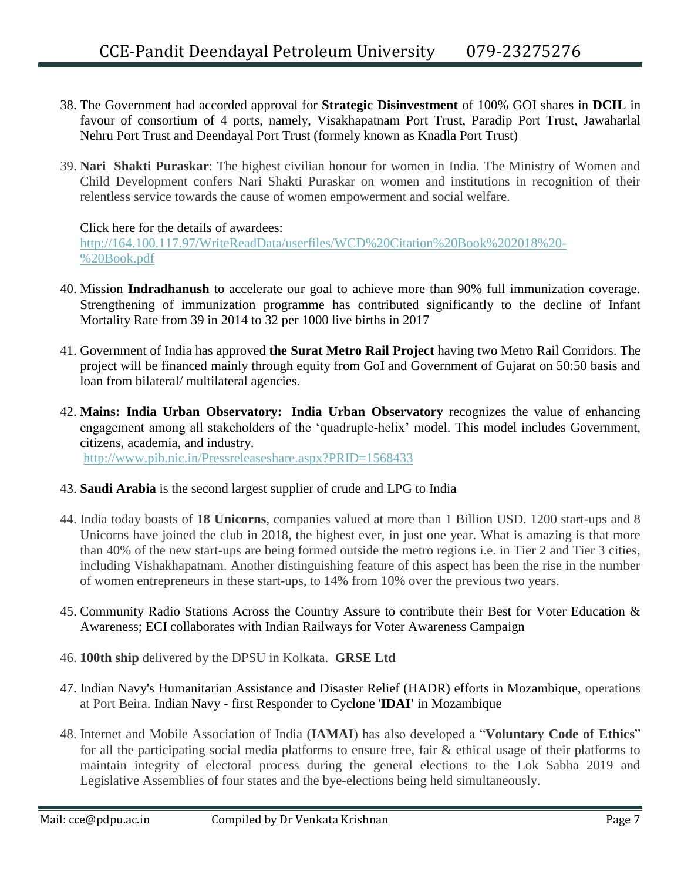38. The Government had accorded approval for **Strategic Disinvestment** of 100% GOI shares in **DCIL** in favour of consortium of 4 ports, namely, Visakhapatnam Port Trust, Paradip Port Trust, Jawaharlal Nehru Port Trust and Deendayal Port Trust (formely known as Knadla Port Trust)

39. **Nari Shakti Puraskar**: The highest civilian honour for women in India. The Ministry of Women and Child Development confers Nari Shakti Puraskar on women and institutions in recognition of their relentless service towards the cause of women empowerment and social welfare.

    Click here for the details of awardees: http://164.100.117.97/WriteReadData/userfiles/WCD%20Citation%20Book%202018%20-%20Book.pdf

40. Mission **Indradhanush** to accelerate our goal to achieve more than 90% full immunization coverage. Strengthening of immunization programme has contributed significantly to the decline of Infant Mortality Rate from 39 in 2014 to 32 per 1000 live births in 2017

41. Government of India has approved **the Surat Metro Rail Project** having two Metro Rail Corridors. The project will be financed mainly through equity from GoI and Government of Gujarat on 50:50 basis and loan from bilateral/ multilateral agencies.

42. **Mains: India Urban Observatory: India Urban Observatory** recognizes the value of enhancing engagement among all stakeholders of the 'quadruple-helix' model. This model includes Government, citizens, academia, and industry.
    http://www.pib.nic.in/Pressreleaseshare.aspx?PRID=1568433

43. **Saudi Arabia** is the second largest supplier of crude and LPG to India

44. India today boasts of **18 Unicorns**, companies valued at more than 1 Billion USD. 1200 start-ups and 8 Unicorns have joined the club in 2018, the highest ever, in just one year. What is amazing is that more than 40% of the new start-ups are being formed outside the metro regions i.e. in Tier 2 and Tier 3 cities, including Vishakhapatnam. Another distinguishing feature of this aspect has been the rise in the number of women entrepreneurs in these start-ups, to 14% from 10% over the previous two years.

45. Community Radio Stations Across the Country Assure to contribute their Best for Voter Education & Awareness; ECI collaborates with Indian Railways for Voter Awareness Campaign

46. **100th ship** delivered by the DPSU in Kolkata. **GRSE Ltd**

47. Indian Navy's Humanitarian Assistance and Disaster Relief (HADR) efforts in Mozambique, operations at Port Beira. Indian Navy - first Responder to Cyclone '**IDAI**' in Mozambique

48. Internet and Mobile Association of India (**IAMAI**) has also developed a "**Voluntary Code of Ethics**" for all the participating social media platforms to ensure free, fair & ethical usage of their platforms to maintain integrity of electoral process during the general elections to the Lok Sabha 2019 and Legislative Assemblies of four states and the bye-elections being held simultaneously.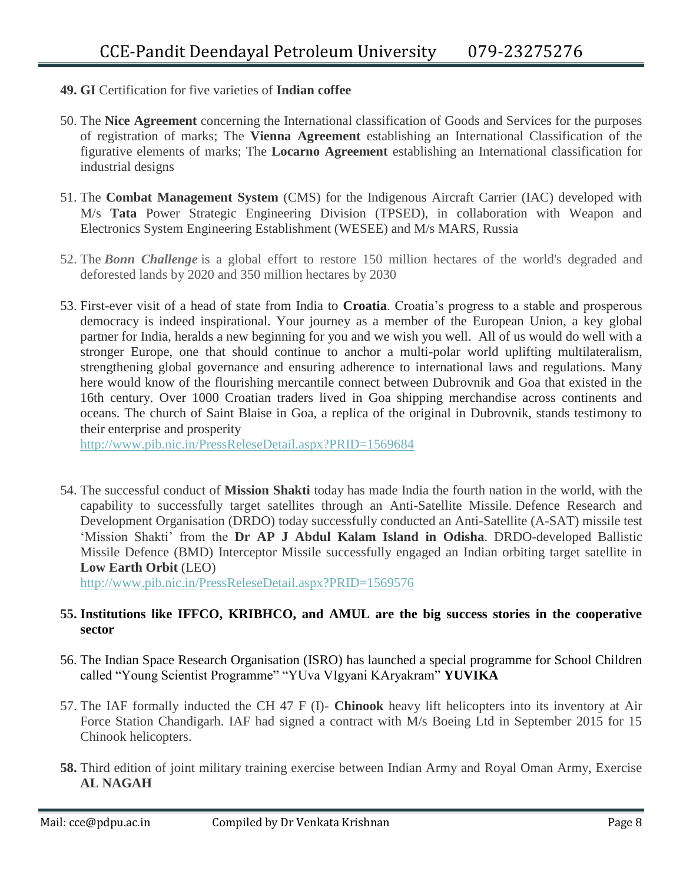49. **GI** Certification for five varieties of **Indian coffee**

50. The **Nice Agreement** concerning the International classification of Goods and Services for the purposes of registration of marks; The **Vienna Agreement** establishing an International Classification of the figurative elements of marks; The **Locarno Agreement** establishing an International classification for industrial designs

51. The **Combat Management System** (CMS) for the Indigenous Aircraft Carrier (IAC) developed with M/s **Tata** Power Strategic Engineering Division (TPSED), in collaboration with Weapon and Electronics System Engineering Establishment (WESEE) and M/s MARS, Russia

52. The ***Bonn Challenge*** is a global effort to restore 150 million hectares of the world's degraded and deforested lands by 2020 and 350 million hectares by 2030

53. First-ever visit of a head of state from India to **Croatia**. Croatia's progress to a stable and prosperous democracy is indeed inspirational. Your journey as a member of the European Union, a key global partner for India, heralds a new beginning for you and we wish you well. All of us would do well with a stronger Europe, one that should continue to anchor a multi-polar world uplifting multilateralism, strengthening global governance and ensuring adherence to international laws and regulations. Many here would know of the flourishing mercantile connect between Dubrovnik and Goa that existed in the 16th century. Over 1000 Croatian traders lived in Goa shipping merchandise across continents and oceans. The church of Saint Blaise in Goa, a replica of the original in Dubrovnik, stands testimony to their enterprise and prosperity
    http://www.pib.nic.in/PressReleseDetail.aspx?PRID=1569684

54. The successful conduct of **Mission Shakti** today has made India the fourth nation in the world, with the capability to successfully target satellites through an Anti-Satellite Missile. Defence Research and Development Organisation (DRDO) today successfully conducted an Anti-Satellite (A-SAT) missile test 'Mission Shakti' from the **Dr AP J Abdul Kalam Island in Odisha**. DRDO-developed Ballistic Missile Defence (BMD) Interceptor Missile successfully engaged an Indian orbiting target satellite in **Low Earth Orbit** (LEO)
    http://www.pib.nic.in/PressReleseDetail.aspx?PRID=1569576

55. **Institutions like IFFCO, KRIBHCO, and AMUL are the big success stories in the cooperative sector**

56. The Indian Space Research Organisation (ISRO) has launched a special programme for School Children called "Young Scientist Programme" "YUva VIgyani KAryakram" **YUVIKA**

57. The IAF formally inducted the CH 47 F (I)- **Chinook** heavy lift helicopters into its inventory at Air Force Station Chandigarh. IAF had signed a contract with M/s Boeing Ltd in September 2015 for 15 Chinook helicopters.

58. Third edition of joint military training exercise between Indian Army and Royal Oman Army, Exercise **AL NAGAH**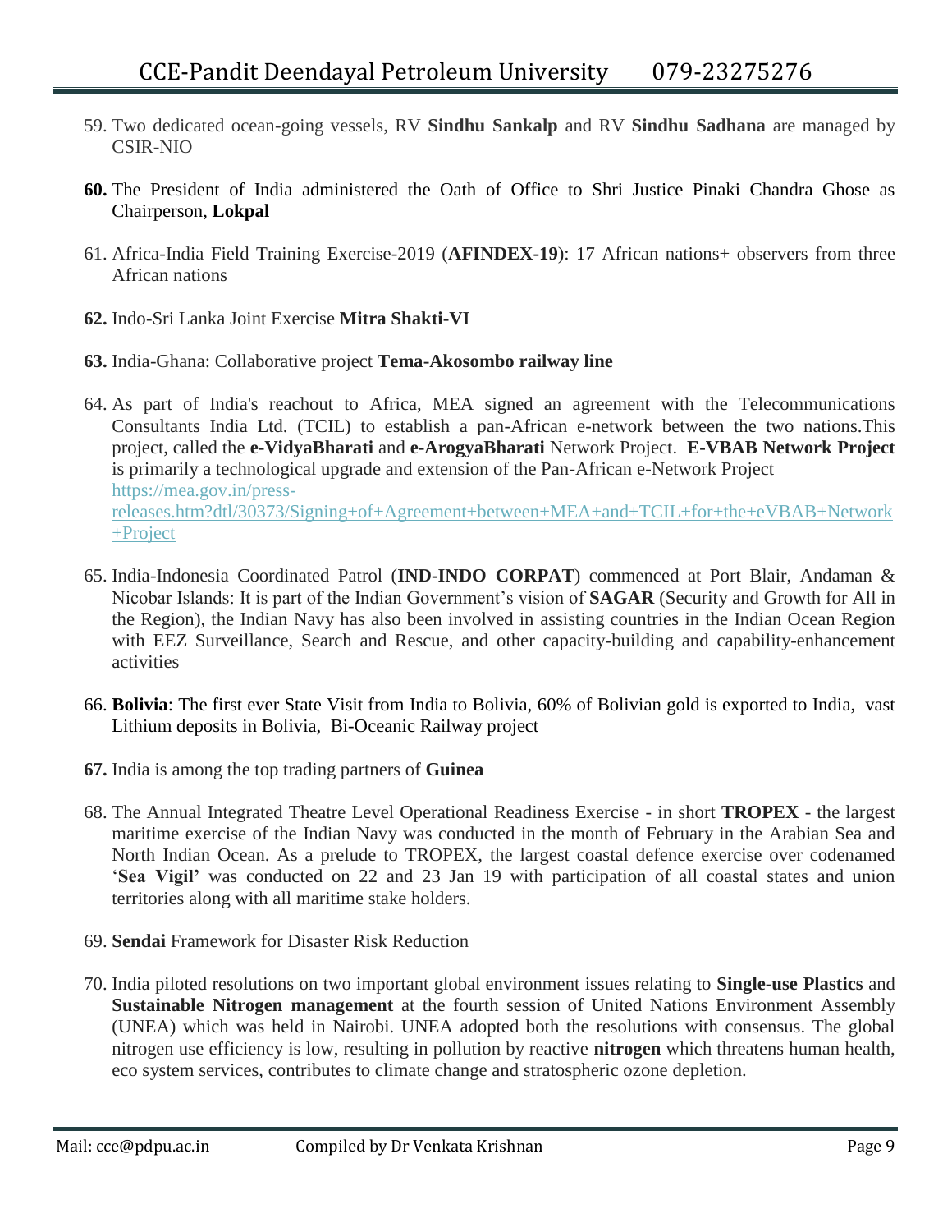59. Two dedicated ocean-going vessels, RV **Sindhu Sankalp** and RV **Sindhu Sadhana** are managed by CSIR-NIO

60. The President of India administered the Oath of Office to Shri Justice Pinaki Chandra Ghose as Chairperson, **Lokpal**

61. Africa-India Field Training Exercise-2019 (**AFINDEX-19**): 17 African nations+ observers from three African nations

62. Indo-Sri Lanka Joint Exercise **Mitra Shakti-VI**

63. India-Ghana: Collaborative project **Tema-Akosombo railway line**

64. As part of India's reachout to Africa, MEA signed an agreement with the Telecommunications Consultants India Ltd. (TCIL) to establish a pan-African e-network between the two nations.This project, called the **e-VidyaBharati** and **e-ArogyaBharati** Network Project. **E-VBAB Network Project** is primarily a technological upgrade and extension of the Pan-African e-Network Project https://mea.gov.in/press-releases.htm?dtl/30373/Signing+of+Agreement+between+MEA+and+TCIL+for+the+eVBAB+Network+Project

65. India-Indonesia Coordinated Patrol (**IND-INDO CORPAT**) commenced at Port Blair, Andaman & Nicobar Islands: It is part of the Indian Government's vision of **SAGAR** (Security and Growth for All in the Region), the Indian Navy has also been involved in assisting countries in the Indian Ocean Region with EEZ Surveillance, Search and Rescue, and other capacity-building and capability-enhancement activities

66. **Bolivia**: The first ever State Visit from India to Bolivia, 60% of Bolivian gold is exported to India, vast Lithium deposits in Bolivia, Bi-Oceanic Railway project

67. India is among the top trading partners of **Guinea**

68. The Annual Integrated Theatre Level Operational Readiness Exercise - in short **TROPEX** - the largest maritime exercise of the Indian Navy was conducted in the month of February in the Arabian Sea and North Indian Ocean. As a prelude to TROPEX, the largest coastal defence exercise over codenamed '**Sea Vigil'** was conducted on 22 and 23 Jan 19 with participation of all coastal states and union territories along with all maritime stake holders.

69. **Sendai** Framework for Disaster Risk Reduction

70. India piloted resolutions on two important global environment issues relating to **Single-use Plastics** and **Sustainable Nitrogen management** at the fourth session of United Nations Environment Assembly (UNEA) which was held in Nairobi. UNEA adopted both the resolutions with consensus. The global nitrogen use efficiency is low, resulting in pollution by reactive **nitrogen** which threatens human health, eco system services, contributes to climate change and stratospheric ozone depletion.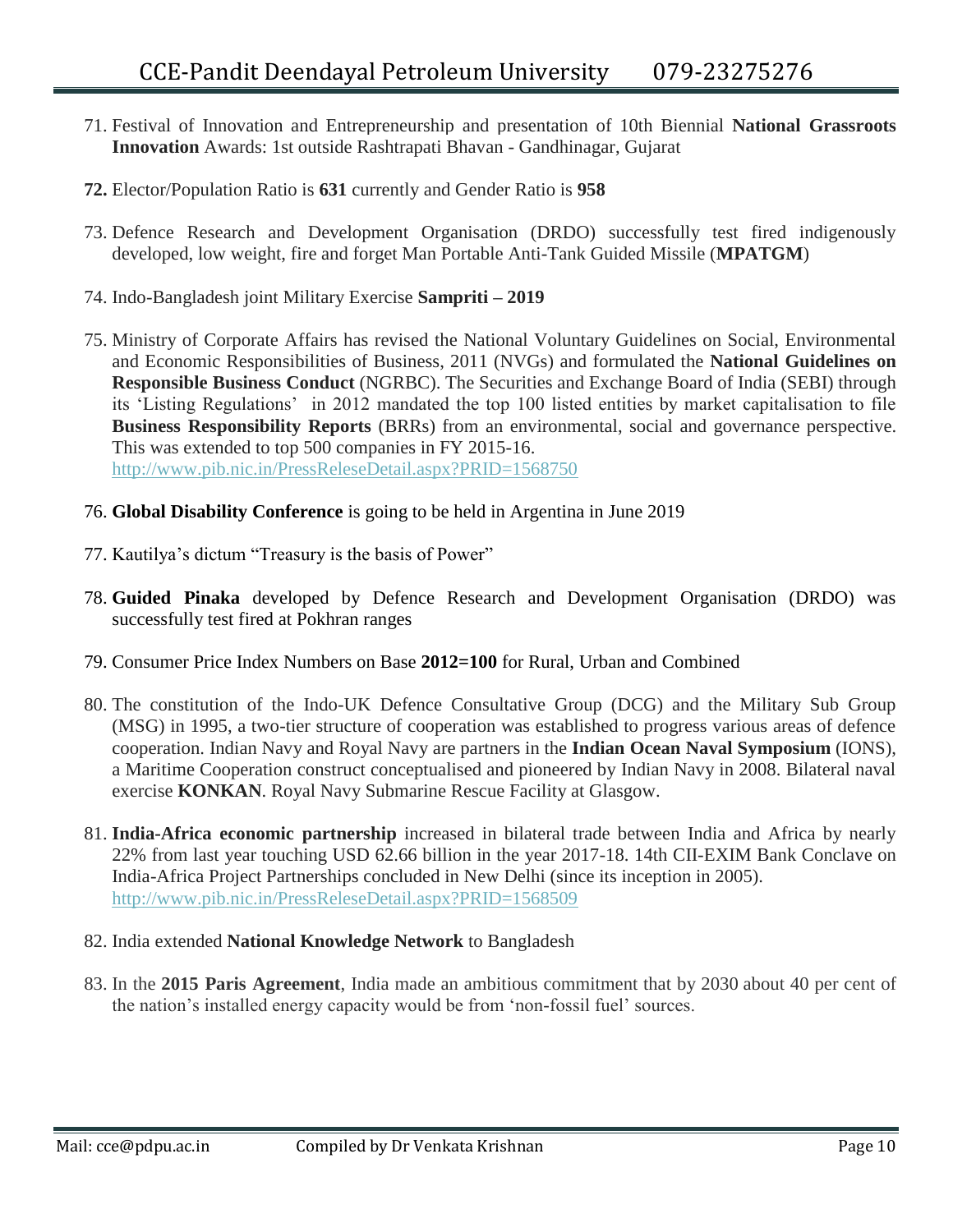71. Festival of Innovation and Entrepreneurship and presentation of 10th Biennial **National Grassroots Innovation** Awards: 1st outside Rashtrapati Bhavan - Gandhinagar, Gujarat

72. Elector/Population Ratio is **631** currently and Gender Ratio is **958**

73. Defence Research and Development Organisation (DRDO) successfully test fired indigenously developed, low weight, fire and forget Man Portable Anti-Tank Guided Missile (**MPATGM**)

74. Indo-Bangladesh joint Military Exercise **Sampriti – 2019**

75. Ministry of Corporate Affairs has revised the National Voluntary Guidelines on Social, Environmental and Economic Responsibilities of Business, 2011 (NVGs) and formulated the **National Guidelines on Responsible Business Conduct** (NGRBC). The Securities and Exchange Board of India (SEBI) through its 'Listing Regulations' in 2012 mandated the top 100 listed entities by market capitalisation to file **Business Responsibility Reports** (BRRs) from an environmental, social and governance perspective. This was extended to top 500 companies in FY 2015-16.
    http://www.pib.nic.in/PressReleseDetail.aspx?PRID=1568750

76. **Global Disability Conference** is going to be held in Argentina in June 2019

77. Kautilya's dictum "Treasury is the basis of Power"

78. **Guided Pinaka** developed by Defence Research and Development Organisation (DRDO) was successfully test fired at Pokhran ranges

79. Consumer Price Index Numbers on Base **2012=100** for Rural, Urban and Combined

80. The constitution of the Indo-UK Defence Consultative Group (DCG) and the Military Sub Group (MSG) in 1995, a two-tier structure of cooperation was established to progress various areas of defence cooperation. Indian Navy and Royal Navy are partners in the **Indian Ocean Naval Symposium** (IONS), a Maritime Cooperation construct conceptualised and pioneered by Indian Navy in 2008. Bilateral naval exercise **KONKAN**. Royal Navy Submarine Rescue Facility at Glasgow.

81. **India-Africa economic partnership** increased in bilateral trade between India and Africa by nearly 22% from last year touching USD 62.66 billion in the year 2017-18. 14th CII-EXIM Bank Conclave on India-Africa Project Partnerships concluded in New Delhi (since its inception in 2005).
    http://www.pib.nic.in/PressReleseDetail.aspx?PRID=1568509

82. India extended **National Knowledge Network** to Bangladesh

83. In the **2015 Paris Agreement**, India made an ambitious commitment that by 2030 about 40 per cent of the nation's installed energy capacity would be from 'non-fossil fuel' sources.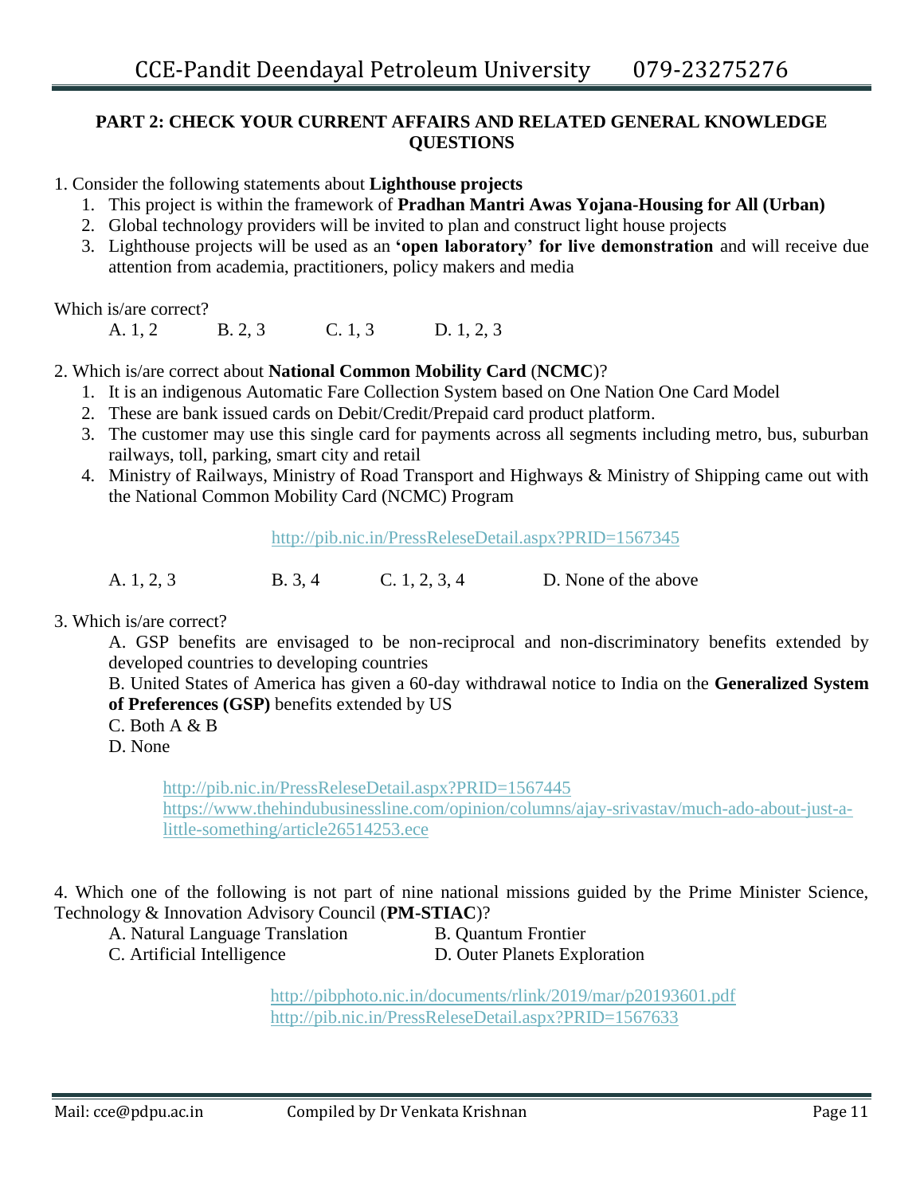**PART 2: CHECK YOUR CURRENT AFFAIRS AND RELATED GENERAL KNOWLEDGE QUESTIONS**

1. Consider the following statements about **Lighthouse projects**
   1. This project is within the framework of **Pradhan Mantri Awas Yojana-Housing for All (Urban)**
   2. Global technology providers will be invited to plan and construct light house projects
   3. Lighthouse projects will be used as an **'open laboratory' for live demonstration** and will receive due attention from academia, practitioners, policy makers and media

Which is/are correct?

A. 1, 2 B. 2, 3 C. 1, 3 D. 1, 2, 3

2. Which is/are correct about **National Common Mobility Card** (**NCMC**)?
   1. It is an indigenous Automatic Fare Collection System based on One Nation One Card Model
   2. These are bank issued cards on Debit/Credit/Prepaid card product platform.
   3. The customer may use this single card for payments across all segments including metro, bus, suburban railways, toll, parking, smart city and retail
   4. Ministry of Railways, Ministry of Road Transport and Highways & Ministry of Shipping came out with the National Common Mobility Card (NCMC) Program

http://pib.nic.in/PressReleseDetail.aspx?PRID=1567345

A. 1, 2, 3 B. 3, 4 C. 1, 2, 3, 4 D. None of the above

3. Which is/are correct?

A. GSP benefits are envisaged to be non-reciprocal and non-discriminatory benefits extended by developed countries to developing countries

B. United States of America has given a 60-day withdrawal notice to India on the **Generalized System of Preferences (GSP)** benefits extended by US

C. Both A & B

D. None

http://pib.nic.in/PressReleseDetail.aspx?PRID=1567445
https://www.thehindubusinessline.com/opinion/columns/ajay-srivastav/much-ado-about-just-a-little-something/article26514253.ece

4. Which one of the following is not part of nine national missions guided by the Prime Minister Science, Technology & Innovation Advisory Council (**PM-STIAC**)?

A. Natural Language Translation B. Quantum Frontier
C. Artificial Intelligence D. Outer Planets Exploration

http://pibphoto.nic.in/documents/rlink/2019/mar/p20193601.pdf
http://pib.nic.in/PressReleseDetail.aspx?PRID=1567633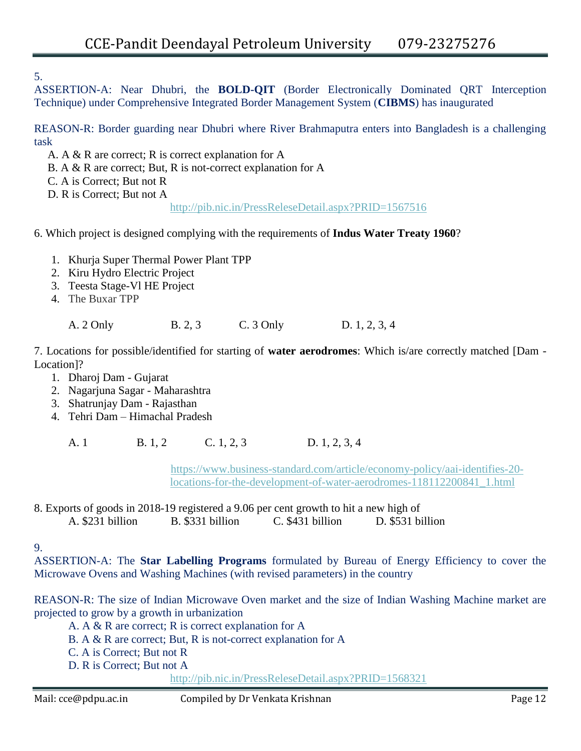5.

ASSERTION-A: Near Dhubri, the **BOLD-QIT** (Border Electronically Dominated QRT Interception Technique) under Comprehensive Integrated Border Management System (**CIBMS**) has inaugurated

REASON-R: Border guarding near Dhubri where River Brahmaputra enters into Bangladesh is a challenging task

A. A & R are correct; R is correct explanation for A
B. A & R are correct; But, R is not-correct explanation for A
C. A is Correct; But not R
D. R is Correct; But not A

http://pib.nic.in/PressReleseDetail.aspx?PRID=1567516

6. Which project is designed complying with the requirements of **Indus Water Treaty 1960**?

1. Khurja Super Thermal Power Plant TPP
2. Kiru Hydro Electric Project
3. Teesta Stage-Vl HE Project
4. The Buxar TPP

A. 2 Only B. 2, 3 C. 3 Only D. 1, 2, 3, 4

7. Locations for possible/identified for starting of **water aerodromes**: Which is/are correctly matched [Dam - Location]?

1. Dharoj Dam - Gujarat
2. Nagarjuna Sagar - Maharashtra
3. Shatrunjay Dam - Rajasthan
4. Tehri Dam – Himachal Pradesh

A. 1 B. 1, 2 C. 1, 2, 3 D. 1, 2, 3, 4

https://www.business-standard.com/article/economy-policy/aai-identifies-20-locations-for-the-development-of-water-aerodromes-118112200841_1.html

8. Exports of goods in 2018-19 registered a 9.06 per cent growth to hit a new high of

A. $231 billion B. $331 billion C. $431 billion D. $531 billion

9.

ASSERTION-A: The **Star Labelling Programs** formulated by Bureau of Energy Efficiency to cover the Microwave Ovens and Washing Machines (with revised parameters) in the country

REASON-R: The size of Indian Microwave Oven market and the size of Indian Washing Machine market are projected to grow by a growth in urbanization

A. A & R are correct; R is correct explanation for A
B. A & R are correct; But, R is not-correct explanation for A
C. A is Correct; But not R
D. R is Correct; But not A

http://pib.nic.in/PressReleseDetail.aspx?PRID=1568321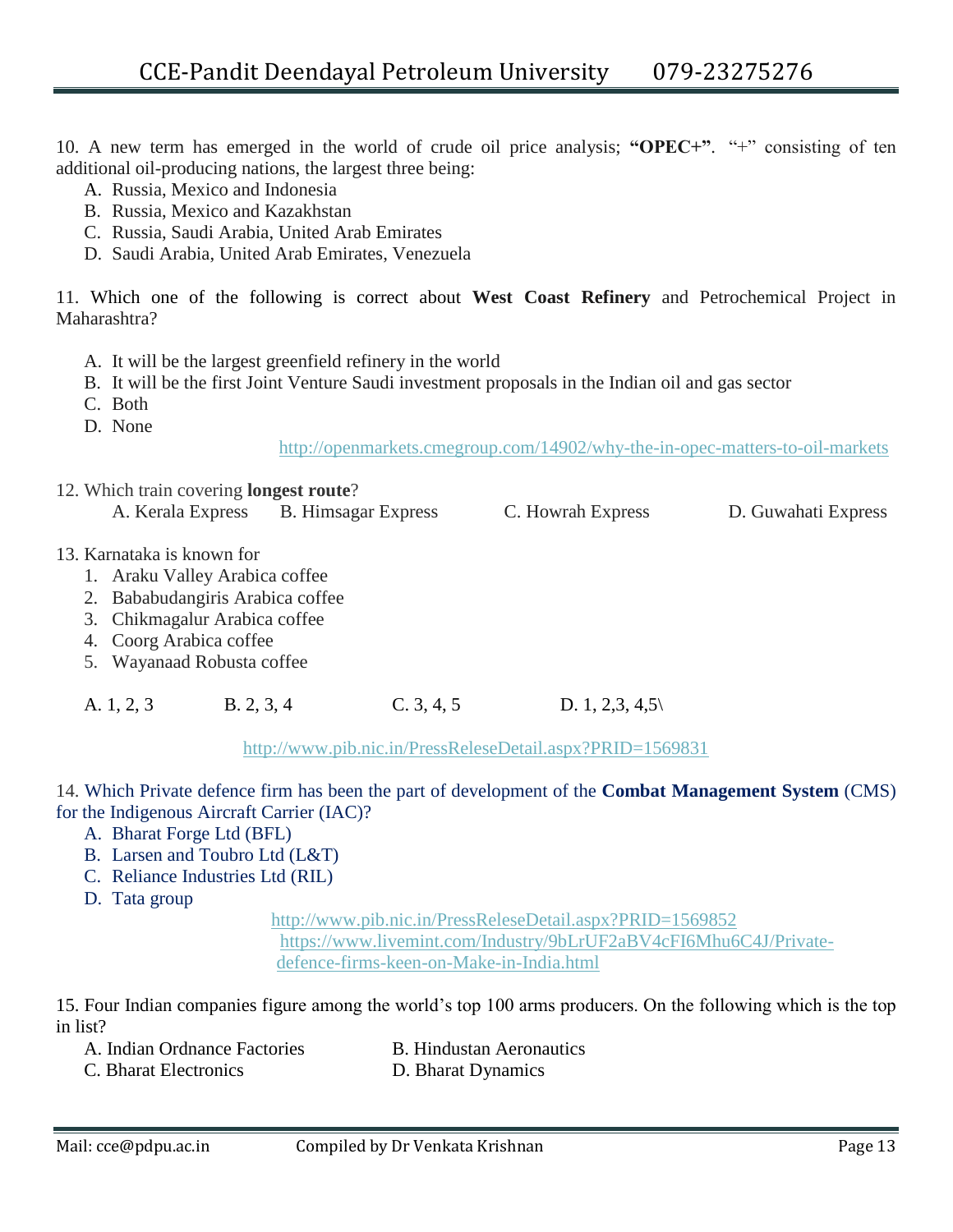10. A new term has emerged in the world of crude oil price analysis; **"OPEC+"**. "+" consisting of ten additional oil-producing nations, the largest three being:

A. Russia, Mexico and Indonesia
B. Russia, Mexico and Kazakhstan
C. Russia, Saudi Arabia, United Arab Emirates
D. Saudi Arabia, United Arab Emirates, Venezuela

11. Which one of the following is correct about **West Coast Refinery** and Petrochemical Project in Maharashtra?

A. It will be the largest greenfield refinery in the world
B. It will be the first Joint Venture Saudi investment proposals in the Indian oil and gas sector
C. Both
D. None

http://openmarkets.cmegroup.com/14902/why-the-in-opec-matters-to-oil-markets

12. Which train covering **longest route**?

A. Kerala Express B. Himsagar Express C. Howrah Express D. Guwahati Express

13. Karnataka is known for

1. Araku Valley Arabica coffee
2. Bababudangiris Arabica coffee
3. Chikmagalur Arabica coffee
4. Coorg Arabica coffee
5. Wayanaad Robusta coffee

A. 1, 2, 3 B. 2, 3, 4 C. 3, 4, 5 D. 1, 2,3, 4,5\

http://www.pib.nic.in/PressReleseDetail.aspx?PRID=1569831

14. Which Private defence firm has been the part of development of the **Combat Management System** (CMS) for the Indigenous Aircraft Carrier (IAC)?

A. Bharat Forge Ltd (BFL)
B. Larsen and Toubro Ltd (L&T)
C. Reliance Industries Ltd (RIL)
D. Tata group

http://www.pib.nic.in/PressReleseDetail.aspx?PRID=1569852
https://www.livemint.com/Industry/9bLrUF2aBV4cFI6Mhu6C4J/Private-defence-firms-keen-on-Make-in-India.html

15. Four Indian companies figure among the world's top 100 arms producers. On the following which is the top in list?

A. Indian Ordnance Factories B. Hindustan Aeronautics
C. Bharat Electronics D. Bharat Dynamics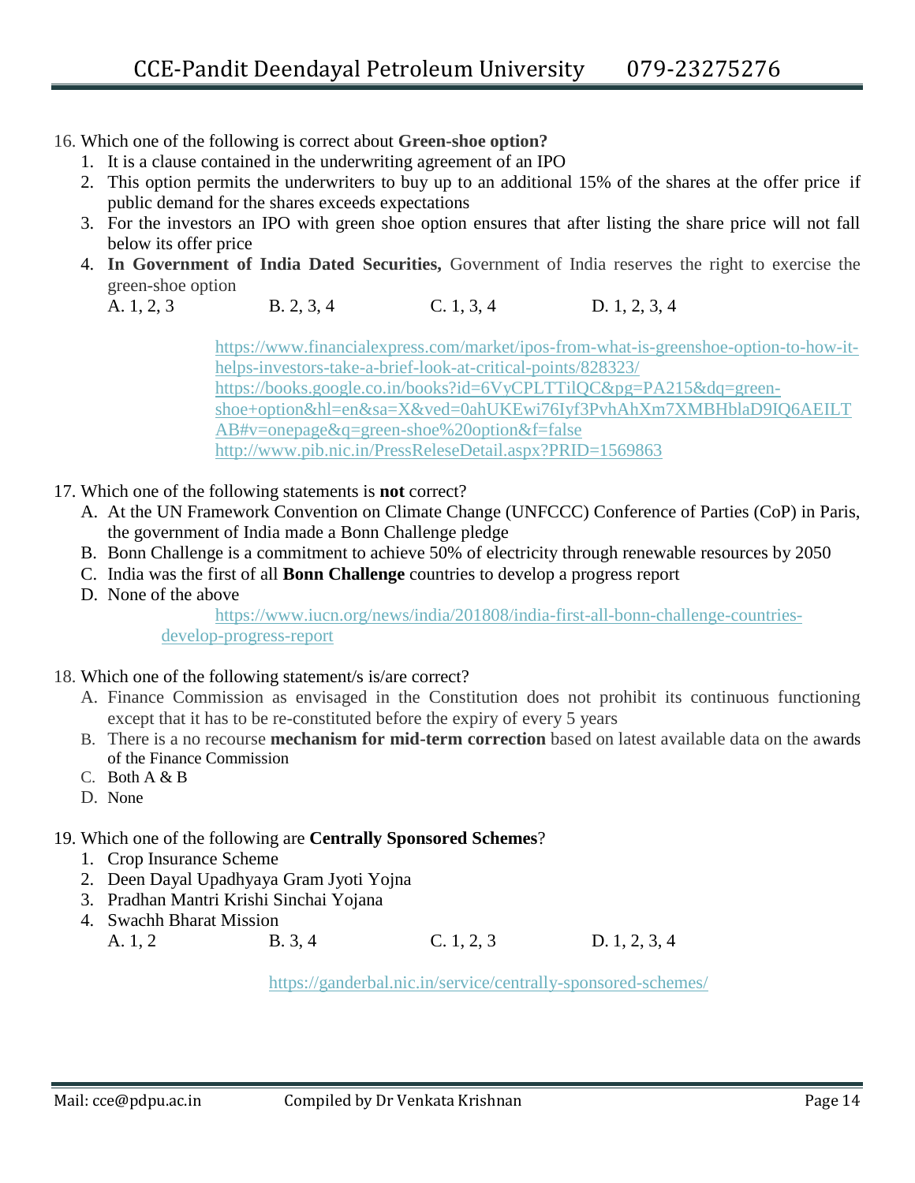16. Which one of the following is correct about **Green-shoe option?**
    1. It is a clause contained in the underwriting agreement of an IPO
    2. This option permits the underwriters to buy up to an additional 15% of the shares at the offer price if public demand for the shares exceeds expectations
    3. For the investors an IPO with green shoe option ensures that after listing the share price will not fall below its offer price
    4. **In Government of India Dated Securities,** Government of India reserves the right to exercise the green-shoe option

    A. 1, 2, 3 &nbsp;&nbsp;&nbsp; B. 2, 3, 4 &nbsp;&nbsp;&nbsp; C. 1, 3, 4 &nbsp;&nbsp;&nbsp; D. 1, 2, 3, 4

    https://www.financialexpress.com/market/ipos-from-what-is-greenshoe-option-to-how-it-helps-investors-take-a-brief-look-at-critical-points/828323/
    https://books.google.co.in/books?id=6VyCPLTTilQC&pg=PA215&dq=green-shoe+option&hl=en&sa=X&ved=0ahUKEwi76Iyf3PvhAhXm7XMBHblaD9IQ6AEILTAB#v=onepage&q=green-shoe%20option&f=false
    http://www.pib.nic.in/PressReleseDetail.aspx?PRID=1569863

17. Which one of the following statements is **not** correct?
    A. At the UN Framework Convention on Climate Change (UNFCCC) Conference of Parties (CoP) in Paris, the government of India made a Bonn Challenge pledge
    B. Bonn Challenge is a commitment to achieve 50% of electricity through renewable resources by 2050
    C. India was the first of all **Bonn Challenge** countries to develop a progress report
    D. None of the above

    https://www.iucn.org/news/india/201808/india-first-all-bonn-challenge-countries-develop-progress-report

18. Which one of the following statement/s is/are correct?
    A. Finance Commission as envisaged in the Constitution does not prohibit its continuous functioning except that it has to be re-constituted before the expiry of every 5 years
    B. There is a no recourse **mechanism for mid-term correction** based on latest available data on the awards of the Finance Commission
    C. Both A & B
    D. None

19. Which one of the following are **Centrally Sponsored Schemes**?
    1. Crop Insurance Scheme
    2. Deen Dayal Upadhyaya Gram Jyoti Yojna
    3. Pradhan Mantri Krishi Sinchai Yojana
    4. Swachh Bharat Mission

    A. 1, 2 &nbsp;&nbsp;&nbsp; B. 3, 4 &nbsp;&nbsp;&nbsp; C. 1, 2, 3 &nbsp;&nbsp;&nbsp; D. 1, 2, 3, 4

    https://ganderbal.nic.in/service/centrally-sponsored-schemes/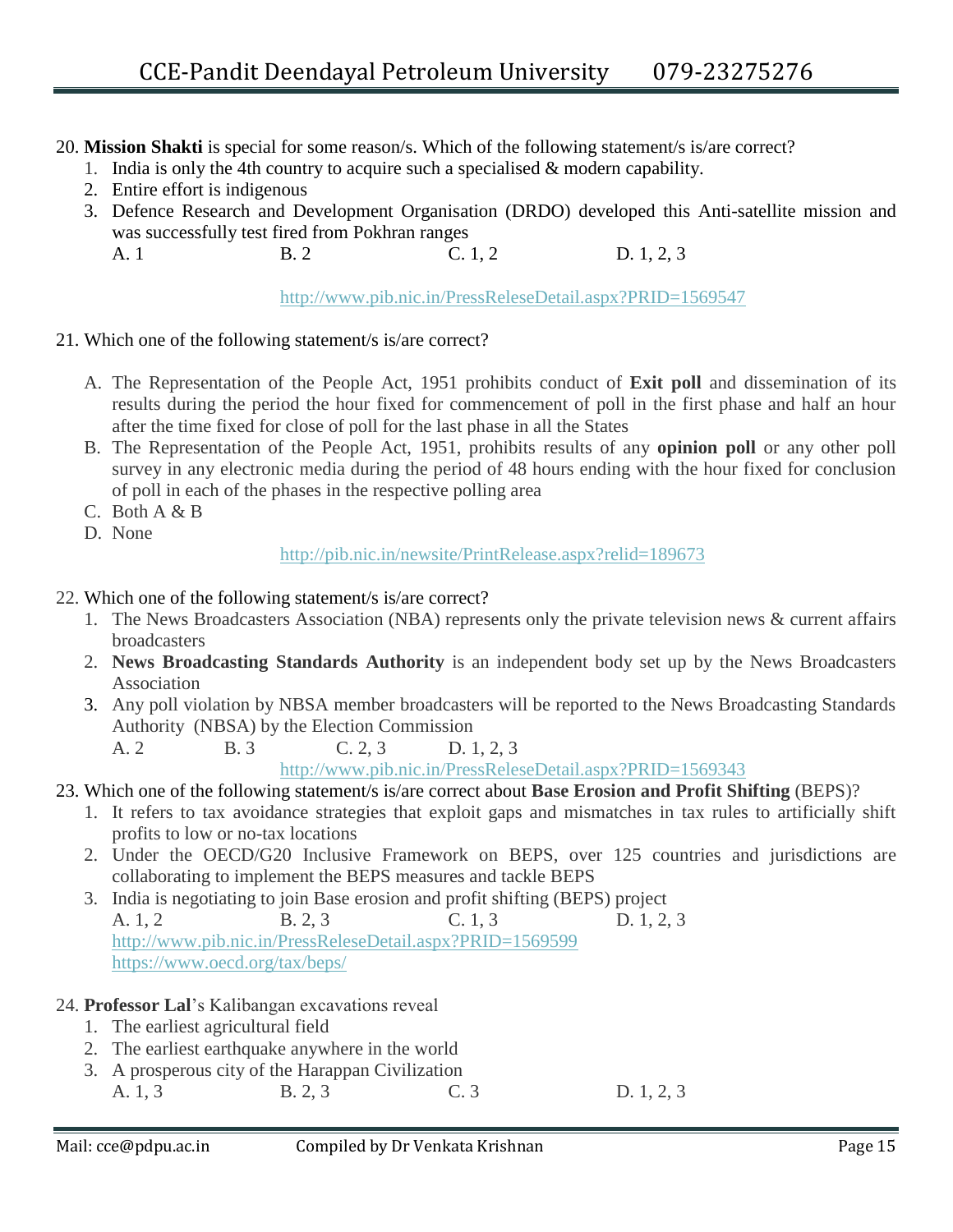20. **Mission Shakti** is special for some reason/s. Which of the following statement/s is/are correct?
    1. India is only the 4th country to acquire such a specialised & modern capability.
    2. Entire effort is indigenous
    3. Defence Research and Development Organisation (DRDO) developed this Anti-satellite mission and was successfully test fired from Pokhran ranges

    A. 1 B. 2 C. 1, 2 D. 1, 2, 3

    http://www.pib.nic.in/PressReleseDetail.aspx?PRID=1569547

21. Which one of the following statement/s is/are correct?

    A. The Representation of the People Act, 1951 prohibits conduct of **Exit poll** and dissemination of its results during the period the hour fixed for commencement of poll in the first phase and half an hour after the time fixed for close of poll for the last phase in all the States
    B. The Representation of the People Act, 1951, prohibits results of any **opinion poll** or any other poll survey in any electronic media during the period of 48 hours ending with the hour fixed for conclusion of poll in each of the phases in the respective polling area
    C. Both A & B
    D. None

    http://pib.nic.in/newsite/PrintRelease.aspx?relid=189673

22. Which one of the following statement/s is/are correct?
    1. The News Broadcasters Association (NBA) represents only the private television news & current affairs broadcasters
    2. **News Broadcasting Standards Authority** is an independent body set up by the News Broadcasters Association
    3. Any poll violation by NBSA member broadcasters will be reported to the News Broadcasting Standards Authority (NBSA) by the Election Commission

    A. 2 B. 3 C. 2, 3 D. 1, 2, 3

    http://www.pib.nic.in/PressReleseDetail.aspx?PRID=1569343

23. Which one of the following statement/s is/are correct about **Base Erosion and Profit Shifting** (BEPS)?
    1. It refers to tax avoidance strategies that exploit gaps and mismatches in tax rules to artificially shift profits to low or no-tax locations
    2. Under the OECD/G20 Inclusive Framework on BEPS, over 125 countries and jurisdictions are collaborating to implement the BEPS measures and tackle BEPS
    3. India is negotiating to join Base erosion and profit shifting (BEPS) project

    A. 1, 2 B. 2, 3 C. 1, 3 D. 1, 2, 3

    http://www.pib.nic.in/PressReleseDetail.aspx?PRID=1569599
    https://www.oecd.org/tax/beps/

24. **Professor Lal**'s Kalibangan excavations reveal
    1. The earliest agricultural field
    2. The earliest earthquake anywhere in the world
    3. A prosperous city of the Harappan Civilization

    A. 1, 3 B. 2, 3 C. 3 D. 1, 2, 3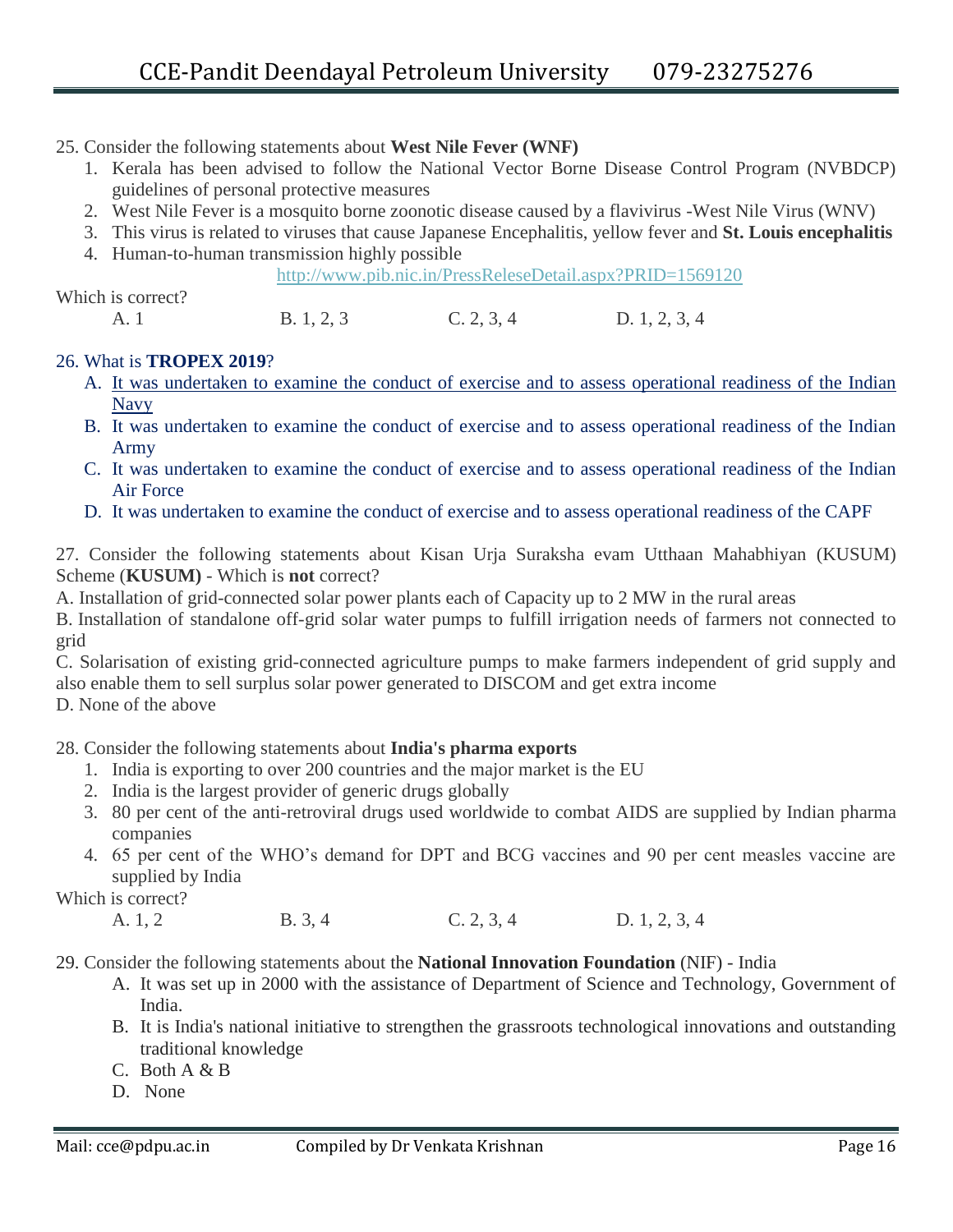25. Consider the following statements about **West Nile Fever (WNF)**

1. Kerala has been advised to follow the National Vector Borne Disease Control Program (NVBDCP) guidelines of personal protective measures
2. West Nile Fever is a mosquito borne zoonotic disease caused by a flavivirus -West Nile Virus (WNV)
3. This virus is related to viruses that cause Japanese Encephalitis, yellow fever and **St. Louis encephalitis**
4. Human-to-human transmission highly possible

http://www.pib.nic.in/PressReleseDetail.aspx?PRID=1569120

Which is correct?

A. 1 B. 1, 2, 3 C. 2, 3, 4 D. 1, 2, 3, 4

26. What is **TROPEX 2019**?

A. It was undertaken to examine the conduct of exercise and to assess operational readiness of the Indian Navy
B. It was undertaken to examine the conduct of exercise and to assess operational readiness of the Indian Army
C. It was undertaken to examine the conduct of exercise and to assess operational readiness of the Indian Air Force
D. It was undertaken to examine the conduct of exercise and to assess operational readiness of the CAPF

27. Consider the following statements about Kisan Urja Suraksha evam Utthaan Mahabhiyan (KUSUM) Scheme (**KUSUM)** - Which is **not** correct?

A. Installation of grid-connected solar power plants each of Capacity up to 2 MW in the rural areas
B. Installation of standalone off-grid solar water pumps to fulfill irrigation needs of farmers not connected to grid
C. Solarisation of existing grid-connected agriculture pumps to make farmers independent of grid supply and also enable them to sell surplus solar power generated to DISCOM and get extra income
D. None of the above

28. Consider the following statements about **India's pharma exports**

1. India is exporting to over 200 countries and the major market is the EU
2. India is the largest provider of generic drugs globally
3. 80 per cent of the anti-retroviral drugs used worldwide to combat AIDS are supplied by Indian pharma companies
4. 65 per cent of the WHO's demand for DPT and BCG vaccines and 90 per cent measles vaccine are supplied by India

Which is correct?

A. 1, 2 B. 3, 4 C. 2, 3, 4 D. 1, 2, 3, 4

29. Consider the following statements about the **National Innovation Foundation** (NIF) - India

A. It was set up in 2000 with the assistance of Department of Science and Technology, Government of India.
B. It is India's national initiative to strengthen the grassroots technological innovations and outstanding traditional knowledge
C. Both A & B
D. None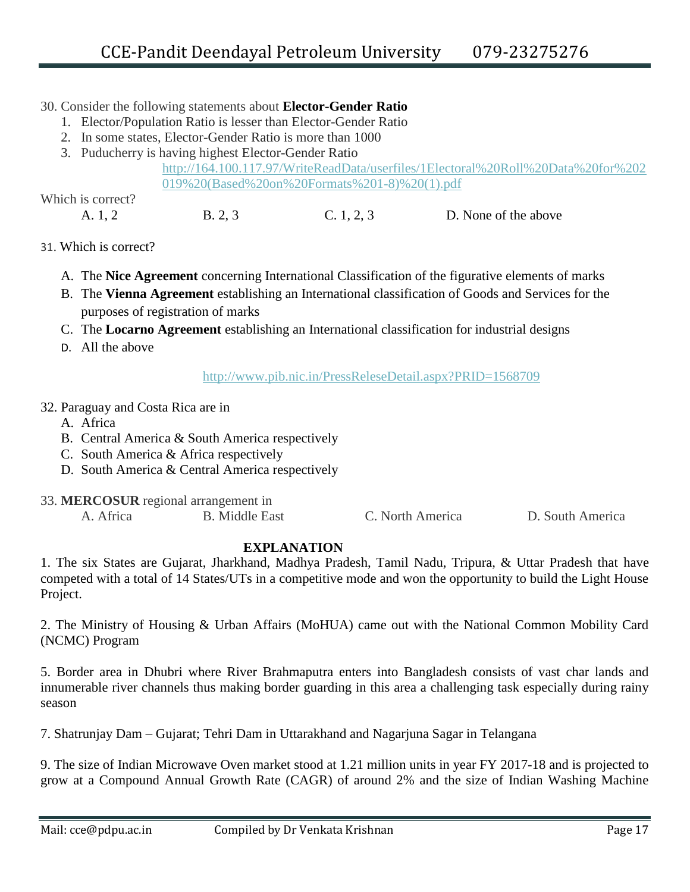30. Consider the following statements about **Elector-Gender Ratio**

1. Elector/Population Ratio is lesser than Elector-Gender Ratio
2. In some states, Elector-Gender Ratio is more than 1000
3. Puducherry is having highest Elector-Gender Ratio

http://164.100.117.97/WriteReadData/userfiles/1Electoral%20Roll%20Data%20for%202019%20(Based%20on%20Formats%201-8)%20(1).pdf

Which is correct?

A. 1, 2 B. 2, 3 C. 1, 2, 3 D. None of the above

31. Which is correct?

A. The **Nice Agreement** concerning International Classification of the figurative elements of marks
B. The **Vienna Agreement** establishing an International classification of Goods and Services for the purposes of registration of marks
C. The **Locarno Agreement** establishing an International classification for industrial designs
D. All the above

http://www.pib.nic.in/PressReleseDetail.aspx?PRID=1568709

32. Paraguay and Costa Rica are in

A. Africa
B. Central America & South America respectively
C. South America & Africa respectively
D. South America & Central America respectively

33. **MERCOSUR** regional arrangement in

A. Africa B. Middle East C. North America D. South America

**EXPLANATION**

1. The six States are Gujarat, Jharkhand, Madhya Pradesh, Tamil Nadu, Tripura, & Uttar Pradesh that have competed with a total of 14 States/UTs in a competitive mode and won the opportunity to build the Light House Project.

2. The Ministry of Housing & Urban Affairs (MoHUA) came out with the National Common Mobility Card (NCMC) Program

5. Border area in Dhubri where River Brahmaputra enters into Bangladesh consists of vast char lands and innumerable river channels thus making border guarding in this area a challenging task especially during rainy season

7. Shatrunjay Dam – Gujarat; Tehri Dam in Uttarakhand and Nagarjuna Sagar in Telangana

9. The size of Indian Microwave Oven market stood at 1.21 million units in year FY 2017-18 and is projected to grow at a Compound Annual Growth Rate (CAGR) of around 2% and the size of Indian Washing Machine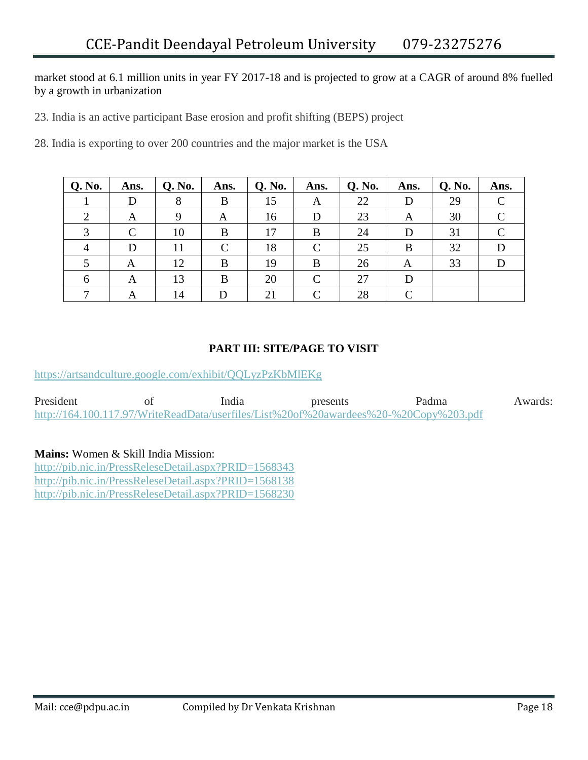market stood at 6.1 million units in year FY 2017-18 and is projected to grow at a CAGR of around 8% fuelled by a growth in urbanization

23. India is an active participant Base erosion and profit shifting (BEPS) project

28. India is exporting to over 200 countries and the major market is the USA

| Q. No. | Ans. | Q. No. | Ans. | Q. No. | Ans. | Q. No. | Ans. | Q. No. | Ans. |
|---|---|---|---|---|---|---|---|---|---|
| 1 | D | 8 | B | 15 | A | 22 | D | 29 | C |
| 2 | A | 9 | A | 16 | D | 23 | A | 30 | C |
| 3 | C | 10 | B | 17 | B | 24 | D | 31 | C |
| 4 | D | 11 | C | 18 | C | 25 | B | 32 | D |
| 5 | A | 12 | B | 19 | B | 26 | A | 33 | D |
| 6 | A | 13 | B | 20 | C | 27 | D | | |
| 7 | A | 14 | D | 21 | C | 28 | C | | |

## PART III: SITE/PAGE TO VISIT

https://artsandculture.google.com/exhibit/QQLyzPzKbMlEKg

President of India presents Padma Awards: http://164.100.117.97/WriteReadData/userfiles/List%20of%20awardees%20-%20Copy%203.pdf

**Mains:** Women & Skill India Mission:
http://pib.nic.in/PressReleseDetail.aspx?PRID=1568343
http://pib.nic.in/PressReleseDetail.aspx?PRID=1568138
http://pib.nic.in/PressReleseDetail.aspx?PRID=1568230